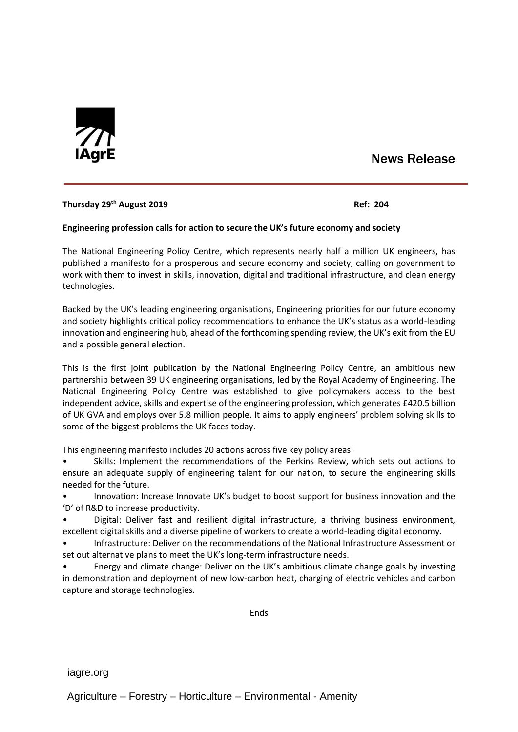IAgrE

News Release

**Thursday 29th August 2019** **Ref: 204**

**Engineering profession calls for action to secure the UK's future economy and society**

The National Engineering Policy Centre, which represents nearly half a million UK engineers, has published a manifesto for a prosperous and secure economy and society, calling on government to work with them to invest in skills, innovation, digital and traditional infrastructure, and clean energy technologies.

Backed by the UK's leading engineering organisations, Engineering priorities for our future economy and society highlights critical policy recommendations to enhance the UK's status as a world-leading innovation and engineering hub, ahead of the forthcoming spending review, the UK's exit from the EU and a possible general election.

This is the first joint publication by the National Engineering Policy Centre, an ambitious new partnership between 39 UK engineering organisations, led by the Royal Academy of Engineering. The National Engineering Policy Centre was established to give policymakers access to the best independent advice, skills and expertise of the engineering profession, which generates £420.5 billion of UK GVA and employs over 5.8 million people. It aims to apply engineers' problem solving skills to some of the biggest problems the UK faces today.

This engineering manifesto includes 20 actions across five key policy areas:

- Skills: Implement the recommendations of the Perkins Review, which sets out actions to ensure an adequate supply of engineering talent for our nation, to secure the engineering skills needed for the future.
- Innovation: Increase Innovate UK's budget to boost support for business innovation and the 'D' of R&D to increase productivity.
- Digital: Deliver fast and resilient digital infrastructure, a thriving business environment, excellent digital skills and a diverse pipeline of workers to create a world-leading digital economy.
- Infrastructure: Deliver on the recommendations of the National Infrastructure Assessment or set out alternative plans to meet the UK's long-term infrastructure needs.
- Energy and climate change: Deliver on the UK's ambitious climate change goals by investing in demonstration and deployment of new low-carbon heat, charging of electric vehicles and carbon capture and storage technologies.

Ends

iagre.org

Agriculture – Forestry – Horticulture – Environmental - Amenity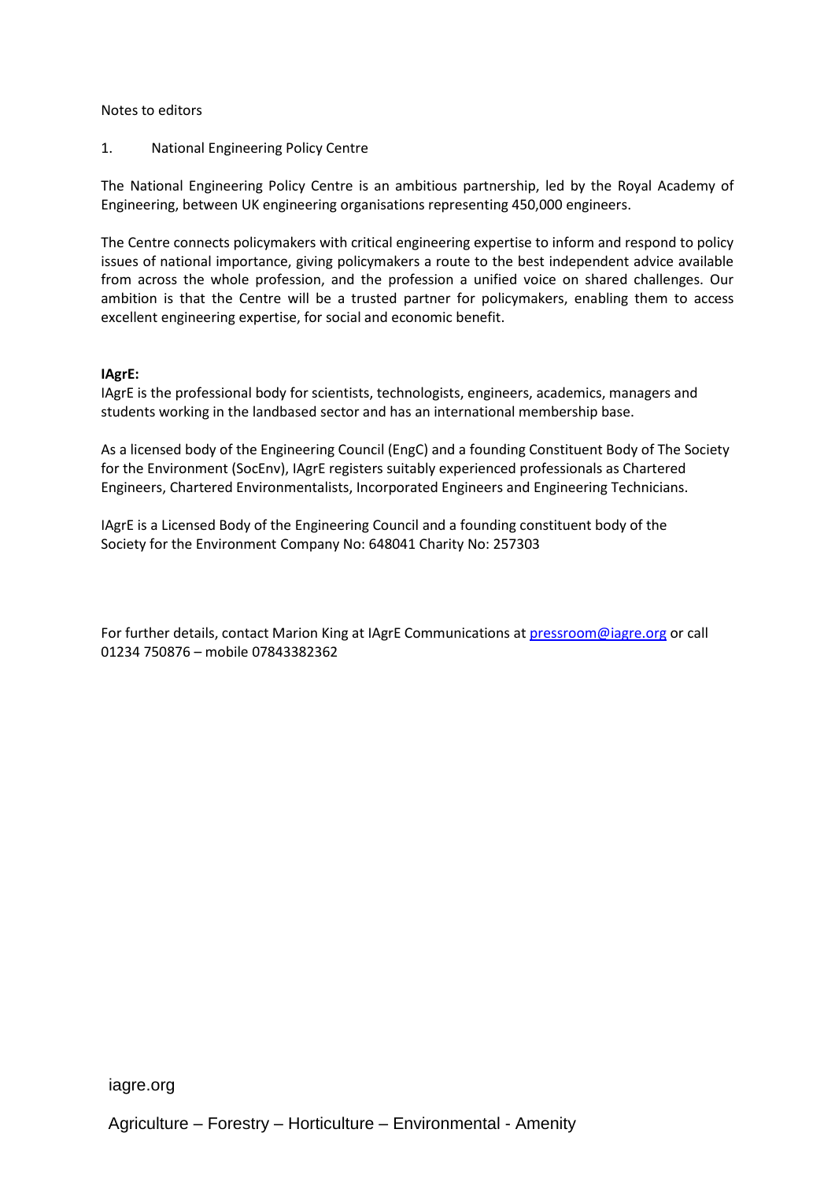Notes to editors

1. National Engineering Policy Centre

The National Engineering Policy Centre is an ambitious partnership, led by the Royal Academy of Engineering, between UK engineering organisations representing 450,000 engineers.

The Centre connects policymakers with critical engineering expertise to inform and respond to policy issues of national importance, giving policymakers a route to the best independent advice available from across the whole profession, and the profession a unified voice on shared challenges. Our ambition is that the Centre will be a trusted partner for policymakers, enabling them to access excellent engineering expertise, for social and economic benefit.

**IAgrE:**

IAgrE is the professional body for scientists, technologists, engineers, academics, managers and students working in the landbased sector and has an international membership base.

As a licensed body of the Engineering Council (EngC) and a founding Constituent Body of The Society for the Environment (SocEnv), IAgrE registers suitably experienced professionals as Chartered Engineers, Chartered Environmentalists, Incorporated Engineers and Engineering Technicians.

IAgrE is a Licensed Body of the Engineering Council and a founding constituent body of the Society for the Environment Company No: 648041 Charity No: 257303

For further details, contact Marion King at IAgrE Communications at pressroom@iagre.org or call 01234 750876 – mobile 07843382362

iagre.org

Agriculture – Forestry – Horticulture – Environmental - Amenity